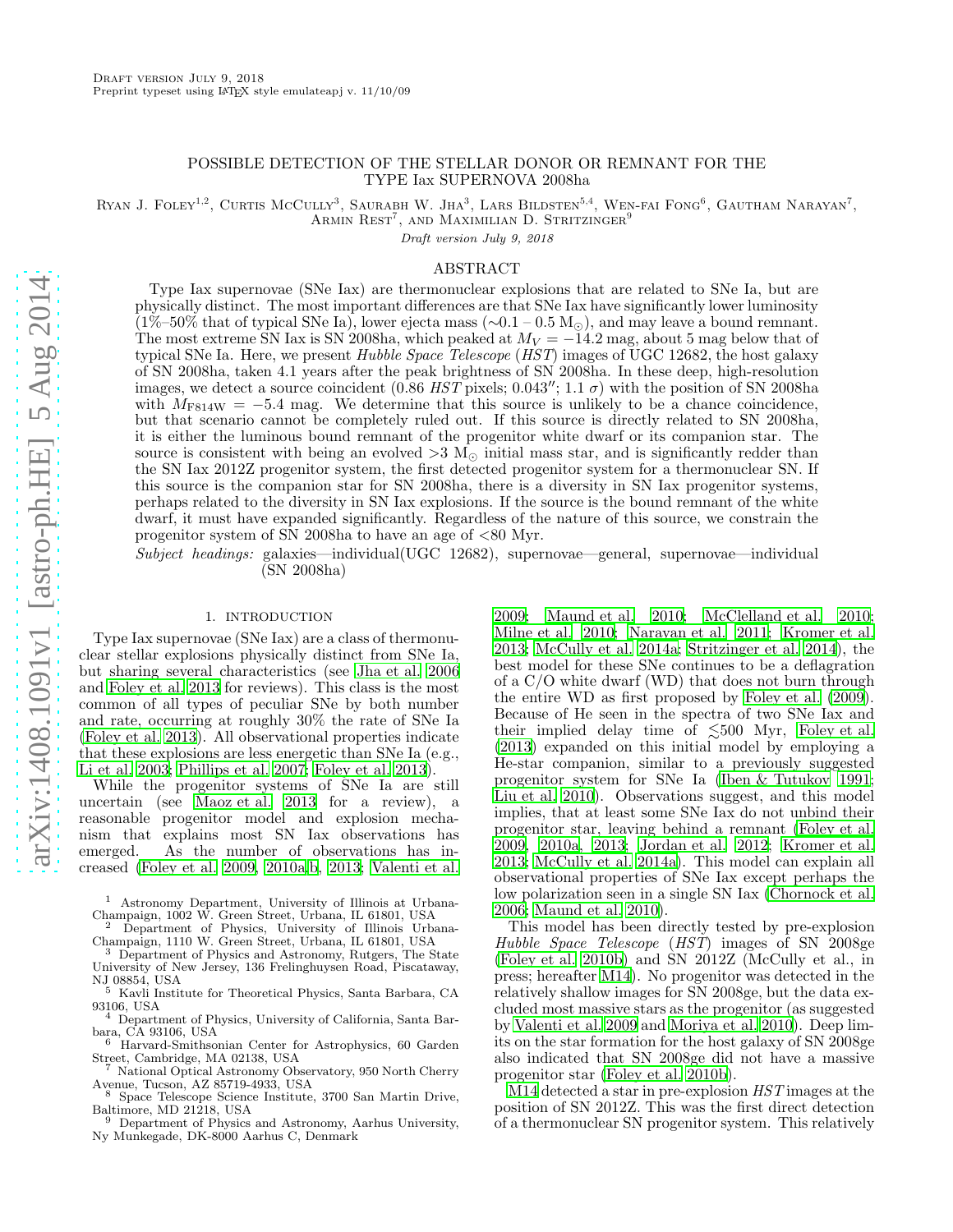Draft version July 9, 2018

Preprint typeset using LaTeX style emulateapj v. 11/10/09

# POSSIBLE DETECTION OF THE STELLAR DONOR OR REMNANT FOR THE TYPE Iax SUPERNOVA 2008ha

Ryan J. Foley[1,2], Curtis McCully[3], Saurabh W. Jha[3], Lars Bildsten[5,4], Wen-fai Fong[6], Gautham Narayan[7], Armin Rest[7], and Maximilian D. Stritzinger[9]

*Draft version July 9, 2018*

## ABSTRACT

Type Iax supernovae (SNe Iax) are thermonuclear explosions that are related to SNe Ia, but are physically distinct. The most important differences are that SNe Iax have significantly lower luminosity (1%–50% that of typical SNe Ia), lower ejecta mass (∼0.1 – 0.5 $M_\odot$), and may leave a bound remnant. The most extreme SN Iax is SN 2008ha, which peaked at $M_V = -14.2$ mag, about 5 mag below that of typical SNe Ia. Here, we present *Hubble Space Telescope* (*HST*) images of UGC 12682, the host galaxy of SN 2008ha, taken 4.1 years after the peak brightness of SN 2008ha. In these deep, high-resolution images, we detect a source coincident (0.86 *HST* pixels; 0.043″; 1.1 $\sigma$) with the position of SN 2008ha with $M_{\rm F814W} = -5.4$ mag. We determine that this source is unlikely to be a chance coincidence, but that scenario cannot be completely ruled out. If this source is directly related to SN 2008ha, it is either the luminous bound remnant of the progenitor white dwarf or its companion star. The source is consistent with being an evolved $>3$ $M_\odot$ initial mass star, and is significantly redder than the SN Iax 2012Z progenitor system, the first detected progenitor system for a thermonuclear SN. If this source is the companion star for SN 2008ha, there is a diversity in SN Iax progenitor systems, perhaps related to the diversity in SN Iax explosions. If the source is the bound remnant of the white dwarf, it must have expanded significantly. Regardless of the nature of this source, we constrain the progenitor system of SN 2008ha to have an age of <80 Myr.

*Subject headings:* galaxies—individual(UGC 12682), supernovae—general, supernovae—individual (SN 2008ha)

## 1. INTRODUCTION

Type Iax supernovae (SNe Iax) are a class of thermonuclear stellar explosions physically distinct from SNe Ia, but sharing several characteristics (see Jha et al. 2006 and Foley et al. 2013 for reviews). This class is the most common of all types of peculiar SNe by both number and rate, occurring at roughly 30% the rate of SNe Ia (Foley et al. 2013). All observational properties indicate that these explosions are less energetic than SNe Ia (e.g., Li et al. 2003; Phillips et al. 2007; Foley et al. 2013).

While the progenitor systems of SNe Ia are still uncertain (see Maoz et al. 2013 for a review), a reasonable progenitor model and explosion mechanism that explains most SN Iax observations has emerged. As the number of observations has increased (Foley et al. 2009, 2010a,b, 2013; Valenti et al. 2009; Maund et al. 2010; McClelland et al. 2010; Milne et al. 2010; Narayan et al. 2011; Kromer et al. 2013; McCully et al. 2014a; Stritzinger et al. 2014), the best model for these SNe continues to be a deflagration of a C/O white dwarf (WD) that does not burn through the entire WD as first proposed by Foley et al. (2009). Because of He seen in the spectra of two SNe Iax and their implied delay time of ≲500 Myr, Foley et al. (2013) expanded on this initial model by employing a He-star companion, similar to a previously suggested progenitor system for SNe Ia (Iben & Tutukov 1991; Liu et al. 2010). Observations suggest, and this model implies, that at least some SNe Iax do not unbind their progenitor star, leaving behind a remnant (Foley et al. 2009, 2010a, 2013; Jordan et al. 2012; Kromer et al. 2013; McCully et al. 2014a). This model can explain all observational properties of SNe Iax except perhaps the low polarization seen in a single SN Iax (Chornock et al. 2006; Maund et al. 2010).

This model has been directly tested by pre-explosion *Hubble Space Telescope* (*HST*) images of SN 2008ge (Foley et al. 2010b) and SN 2012Z (McCully et al., in press; hereafter M14). No progenitor was detected in the relatively shallow images for SN 2008ge, but the data excluded most massive stars as the progenitor (as suggested by Valenti et al. 2009 and Moriya et al. 2010). Deep limits on the star formation for the host galaxy of SN 2008ge also indicated that SN 2008ge did not have a massive progenitor star (Foley et al. 2010b).

M14 detected a star in pre-explosion *HST* images at the position of SN 2012Z. This was the first direct detection of a thermonuclear SN progenitor system. This relatively

[1] Astronomy Department, University of Illinois at Urbana-Champaign, 1002 W. Green Street, Urbana, IL 61801, USA

[2] Department of Physics, University of Illinois Urbana-Champaign, 1110 W. Green Street, Urbana, IL 61801, USA

[3] Department of Physics and Astronomy, Rutgers, The State University of New Jersey, 136 Frelinghuysen Road, Piscataway, NJ 08854, USA

[5] Kavli Institute for Theoretical Physics, Santa Barbara, CA 93106, USA

[4] Department of Physics, University of California, Santa Barbara, CA 93106, USA

[6] Harvard-Smithsonian Center for Astrophysics, 60 Garden Street, Cambridge, MA 02138, USA

[7] National Optical Astronomy Observatory, 950 North Cherry Avenue, Tucson, AZ 85719-4933, USA

[8] Space Telescope Science Institute, 3700 San Martin Drive, Baltimore, MD 21218, USA

[9] Department of Physics and Astronomy, Aarhus University, Ny Munkegade, DK-8000 Aarhus C, Denmark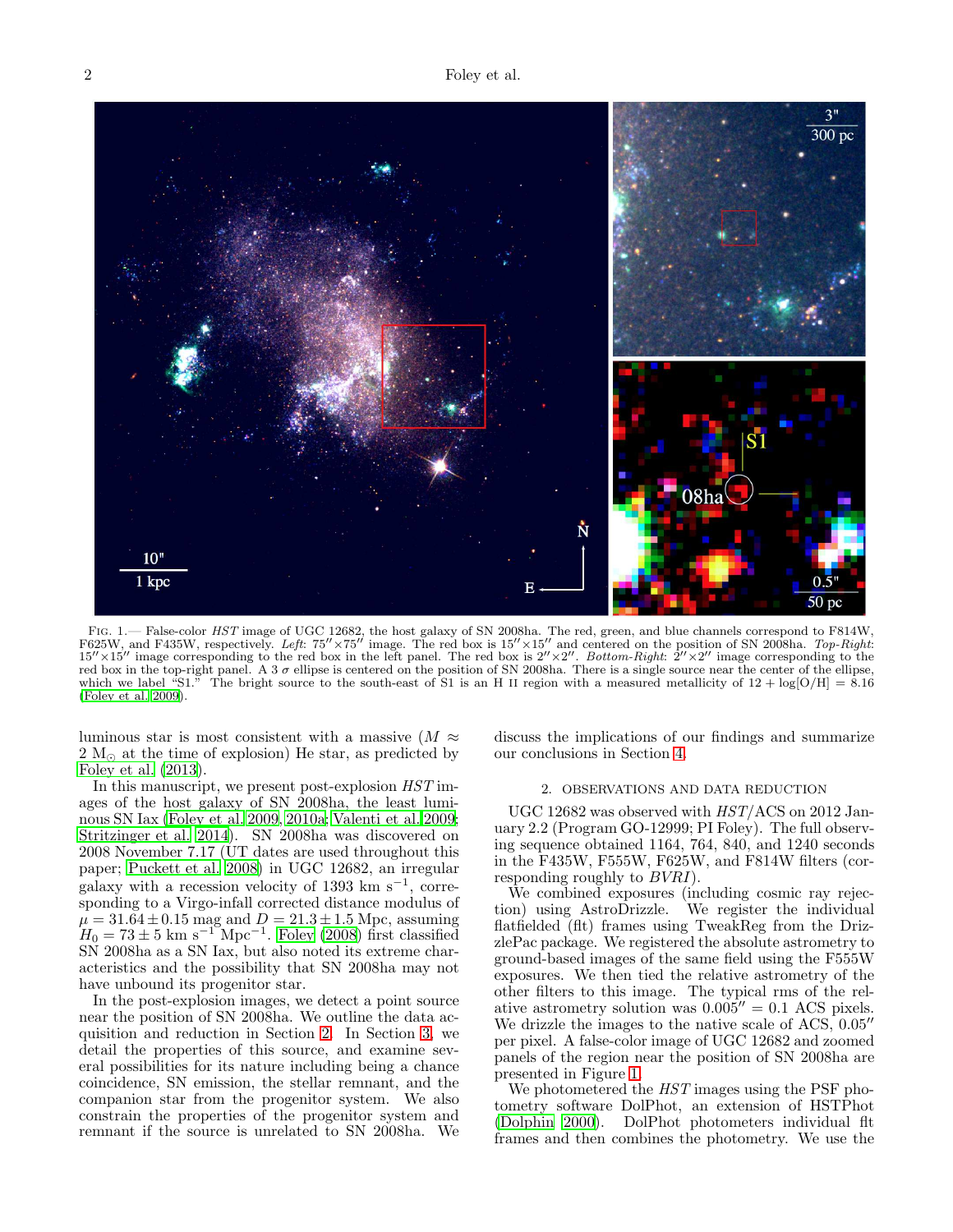Fig. 1.— False-color *HST* image of UGC 12682, the host galaxy of SN 2008ha. The red, green, and blue channels correspond to F814W, F625W, and F435W, respectively. *Left*: 75″×75″ image. The red box is 15″×15″ and centered on the position of SN 2008ha. *Top-Right*: 15″×15″ image corresponding to the red box in the left panel. The red box is 2″×2″. *Bottom-Right*: 2″×2″ image corresponding to the red box in the top-right panel. A 3 $\sigma$ ellipse is centered on the position of SN 2008ha. There is a single source near the center of the ellipse, which we label "S1." The bright source to the south-east of S1 is an H II region with a measured metallicity of $12 + \log[O/H] = 8.16$ (Foley et al. 2009).

luminous star is most consistent with a massive ($M \approx 2$ $M_\odot$ at the time of explosion) He star, as predicted by Foley et al. (2013).

In this manuscript, we present post-explosion *HST* images of the host galaxy of SN 2008ha, the least luminous SN Iax (Foley et al. 2009, 2010a; Valenti et al. 2009; Stritzinger et al. 2014). SN 2008ha was discovered on 2008 November 7.17 (UT dates are used throughout this paper; Puckett et al. 2008) in UGC 12682, an irregular galaxy with a recession velocity of 1393 km s$^{-1}$, corresponding to a Virgo-infall corrected distance modulus of $\mu = 31.64 \pm 0.15$ mag and $D = 21.3 \pm 1.5$ Mpc, assuming $H_0 = 73 \pm 5$ km s$^{-1}$ Mpc$^{-1}$. Foley (2008) first classified SN 2008ha as a SN Iax, but also noted its extreme characteristics and the possibility that SN 2008ha may not have unbound its progenitor star.

In the post-explosion images, we detect a point source near the position of SN 2008ha. We outline the data acquisition and reduction in Section 2. In Section 3, we detail the properties of this source, and examine several possibilities for its nature including being a chance coincidence, SN emission, the stellar remnant, and the companion star from the progenitor system. We also constrain the properties of the progenitor system and remnant if the source is unrelated to SN 2008ha. We discuss the implications of our findings and summarize our conclusions in Section 4.

## 2. OBSERVATIONS AND DATA REDUCTION

UGC 12682 was observed with *HST*/ACS on 2012 January 2.2 (Program GO-12999; PI Foley). The full observing sequence obtained 1164, 764, 840, and 1240 seconds in the F435W, F555W, F625W, and F814W filters (corresponding roughly to *BVRI*).

We combined exposures (including cosmic ray rejection) using AstroDrizzle. We register the individual flatfielded (flt) frames using TweakReg from the DrizzlePac package. We registered the absolute astrometry to ground-based images of the same field using the F555W exposures. We then tied the relative astrometry of the other filters to this image. The typical rms of the relative astrometry solution was 0.005″ = 0.1 ACS pixels. We drizzle the images to the native scale of ACS, 0.05″ per pixel. A false-color image of UGC 12682 and zoomed panels of the region near the position of SN 2008ha are presented in Figure 1.

We photometered the *HST* images using the PSF photometry software DolPhot, an extension of HSTPhot (Dolphin 2000). DolPhot photometers individual flt frames and then combines the photometry. We use the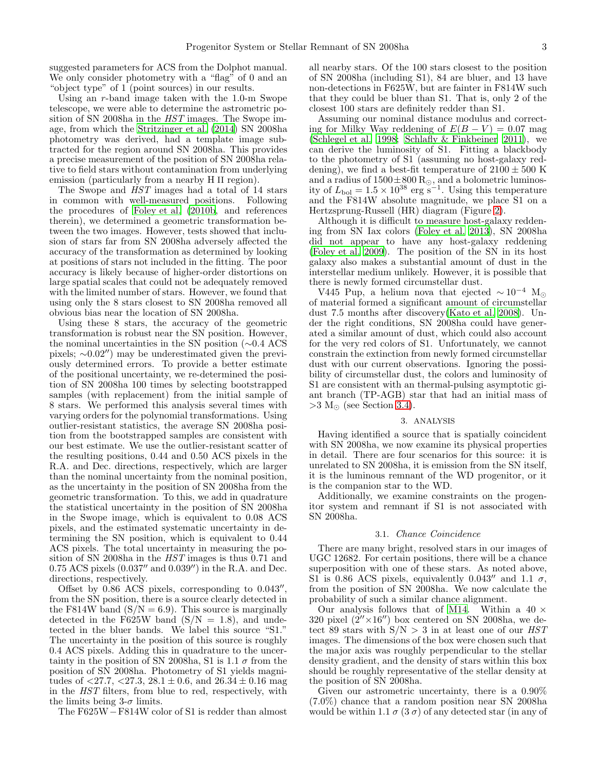suggested parameters for ACS from the Dolphot manual. We only consider photometry with a "flag" of 0 and an "object type" of 1 (point sources) in our results.

Using an $r$-band image taken with the 1.0-m Swope telescope, we were able to determine the astrometric position of SN 2008ha in the *HST* images. The Swope image, from which the Stritzinger et al. (2014) SN 2008ha photometry was derived, had a template image subtracted for the region around SN 2008ha. This provides a precise measurement of the position of SN 2008ha relative to field stars without contamination from underlying emission (particularly from a nearby H II region).

The Swope and *HST* images had a total of 14 stars in common with well-measured positions. Following the procedures of Foley et al. (2010b, and references therein), we determined a geometric transformation between the two images. However, tests showed that inclusion of stars far from SN 2008ha adversely affected the accuracy of the transformation as determined by looking at positions of stars not included in the fitting. The poor accuracy is likely because of higher-order distortions on large spatial scales that could not be adequately removed with the limited number of stars. However, we found that using only the 8 stars closest to SN 2008ha removed all obvious bias near the location of SN 2008ha.

Using these 8 stars, the accuracy of the geometric transformation is robust near the SN position. However, the nominal uncertainties in the SN position (∼0.4 ACS pixels; ∼0.02″) may be underestimated given the previously determined errors. To provide a better estimate of the positional uncertainty, we re-determined the position of SN 2008ha 100 times by selecting bootstrapped samples (with replacement) from the initial sample of 8 stars. We performed this analysis several times with varying orders for the polynomial transformations. Using outlier-resistant statistics, the average SN 2008ha position from the bootstrapped samples are consistent with our best estimate. We use the outlier-resistant scatter of the resulting positions, 0.44 and 0.50 ACS pixels in the R.A. and Dec. directions, respectively, which are larger than the nominal uncertainty from the nominal position, as the uncertainty in the position of SN 2008ha from the geometric transformation. To this, we add in quadrature the statistical uncertainty in the position of SN 2008ha in the Swope image, which is equivalent to 0.08 ACS pixels, and the estimated systematic uncertainty in determining the SN position, which is equivalent to 0.44 ACS pixels. The total uncertainty in measuring the position of SN 2008ha in the *HST* images is thus 0.71 and 0.75 ACS pixels (0.037″ and 0.039″) in the R.A. and Dec. directions, respectively.

Offset by 0.86 ACS pixels, corresponding to 0.043″, from the SN position, there is a source clearly detected in the F814W band (S/N = 6.9). This source is marginally detected in the F625W band (S/N = 1.8), and undetected in the bluer bands. We label this source "S1." The uncertainty in the position of this source is roughly 0.4 ACS pixels. Adding this in quadrature to the uncertainty in the position of SN 2008ha, S1 is 1.1 $\sigma$ from the position of SN 2008ha. Photometry of S1 yields magnitudes of <27.7, <27.3, $28.1 \pm 0.6$, and $26.34 \pm 0.16$ mag in the *HST* filters, from blue to red, respectively, with the limits being 3-$\sigma$ limits.

The F625W − F814W color of S1 is redder than almost all nearby stars. Of the 100 stars closest to the position of SN 2008ha (including S1), 84 are bluer, and 13 have non-detections in F625W, but are fainter in F814W such that they could be bluer than S1. That is, only 2 of the closest 100 stars are definitely redder than S1.

Assuming our nominal distance modulus and correcting for Milky Way reddening of $E(B-V) = 0.07$ mag (Schlegel et al. 1998; Schlafly & Finkbeiner 2011), we can derive the luminosity of S1. Fitting a blackbody to the photometry of S1 (assuming no host-galaxy reddening), we find a best-fit temperature of $2100 \pm 500$ K and a radius of $1500 \pm 800\ R_{\odot}$, and a bolometric luminosity of $L_{\rm bol} = 1.5 \times 10^{38}$ erg s$^{-1}$. Using this temperature and the F814W absolute magnitude, we place S1 on a Hertzsprung-Russell (HR) diagram (Figure 2).

Although it is difficult to measure host-galaxy reddening from SN Iax colors (Foley et al. 2013), SN 2008ha did not appear to have any host-galaxy reddening (Foley et al. 2009). The position of the SN in its host galaxy also makes a substantial amount of dust in the interstellar medium unlikely. However, it is possible that there is newly formed circumstellar dust.

V445 Pup, a helium nova that ejected $\sim 10^{-4}\ M_{\odot}$ of material formed a significant amount of circumstellar dust 7.5 months after discovery(Kato et al. 2008). Under the right conditions, SN 2008ha could have generated a similar amount of dust, which could also account for the very red colors of S1. Unfortunately, we cannot constrain the extinction from newly formed circumstellar dust with our current observations. Ignoring the possibility of circumstellar dust, the colors and luminosity of S1 are consistent with an thermal-pulsing asymptotic giant branch (TP-AGB) star that had an initial mass of $>3\ M_{\odot}$ (see Section 3.4).

## 3. ANALYSIS

Having identified a source that is spatially coincident with SN 2008ha, we now examine its physical properties in detail. There are four scenarios for this source: it is unrelated to SN 2008ha, it is emission from the SN itself, it is the luminous remnant of the WD progenitor, or it is the companion star to the WD.

Additionally, we examine constraints on the progenitor system and remnant if S1 is not associated with SN 2008ha.

### 3.1. *Chance Coincidence*

There are many bright, resolved stars in our images of UGC 12682. For certain positions, there will be a chance superposition with one of these stars. As noted above, S1 is 0.86 ACS pixels, equivalently 0.043″ and 1.1 $\sigma$, from the position of SN 2008ha. We now calculate the probability of such a similar chance alignment.

Our analysis follows that of M14. Within a 40 × 320 pixel (2″×16″) box centered on SN 2008ha, we detect 89 stars with S/N > 3 in at least one of our *HST* images. The dimensions of the box were chosen such that the major axis was roughly perpendicular to the stellar density gradient, and the density of stars within this box should be roughly representative of the stellar density at the position of SN 2008ha.

Given our astrometric uncertainty, there is a 0.90% (7.0%) chance that a random position near SN 2008ha would be within 1.1 $\sigma$ (3 $\sigma$) of any detected star (in any of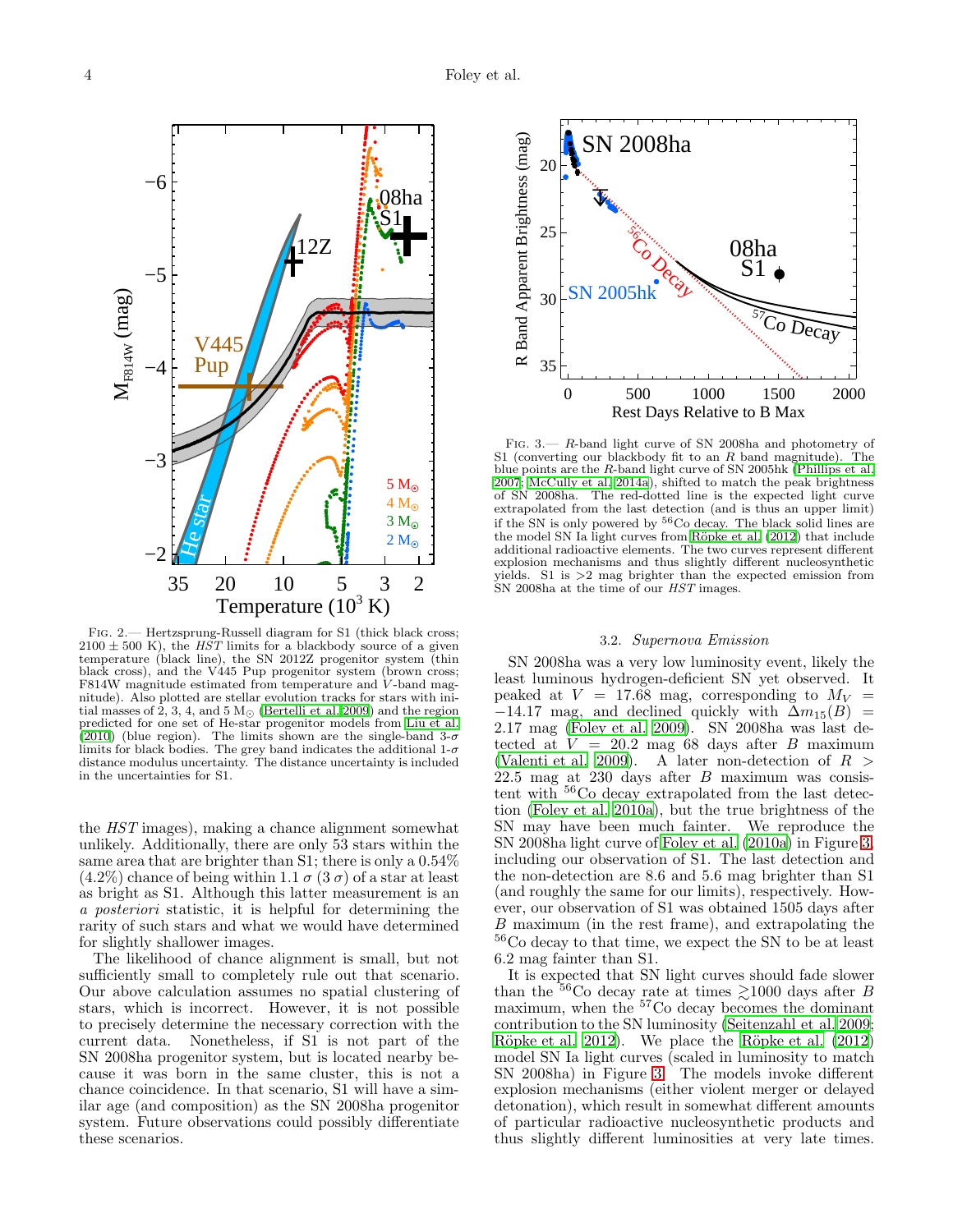Fig. 2.— Hertzsprung-Russell diagram for S1 (thick black cross; $2100 \pm 500$ K), the *HST* limits for a blackbody source of a given temperature (black line), the SN 2012Z progenitor system (thin black cross), and the V445 Pup progenitor system (brown cross; F814W magnitude estimated from temperature and $V$-band magnitude). Also plotted are stellar evolution tracks for stars with initial masses of 2, 3, 4, and 5 $M_\odot$ (Bertelli et al. 2009) and the region predicted for one set of He-star progenitor models from Liu et al. (2010) (blue region). The limits shown are the single-band 3-$\sigma$ limits for black bodies. The grey band indicates the additional 1-$\sigma$ distance modulus uncertainty. The distance uncertainty is included in the uncertainties for S1.

the *HST* images), making a chance alignment somewhat unlikely. Additionally, there are only 53 stars within the same area that are brighter than S1; there is only a 0.54% (4.2%) chance of being within 1.1 $\sigma$ (3 $\sigma$) of a star at least as bright as S1. Although this latter measurement is an *a posteriori* statistic, it is helpful for determining the rarity of such stars and what we would have determined for slightly shallower images.

The likelihood of chance alignment is small, but not sufficiently small to completely rule out that scenario. Our above calculation assumes no spatial clustering of stars, which is incorrect. However, it is not possible to precisely determine the necessary correction with the current data. Nonetheless, if S1 is not part of the SN 2008ha progenitor system, but is located nearby because it was born in the same cluster, this is not a chance coincidence. In that scenario, S1 will have a similar age (and composition) as the SN 2008ha progenitor system. Future observations could possibly differentiate these scenarios.

Fig. 3.— $R$-band light curve of SN 2008ha and photometry of S1 (converting our blackbody fit to an $R$ band magnitude). The blue points are the $R$-band light curve of SN 2005hk (Phillips et al. 2007; McCully et al. 2014a), shifted to match the peak brightness of SN 2008ha. The red-dotted line is the expected light curve extrapolated from the last detection (and is thus an upper limit) if the SN is only powered by $^{56}$Co decay. The black solid lines are the model SN Ia light curves from Röpke et al. (2012) that include additional radioactive elements. The two curves represent different explosion mechanisms and thus slightly different nucleosynthetic yields. S1 is >2 mag brighter than the expected emission from SN 2008ha at the time of our *HST* images.

### 3.2. *Supernova Emission*

SN 2008ha was a very low luminosity event, likely the least luminous hydrogen-deficient SN yet observed. It peaked at $V = 17.68$ mag, corresponding to $M_V = -14.17$ mag, and declined quickly with $\Delta m_{15}(B) = 2.17$ mag (Foley et al. 2009). SN 2008ha was last detected at $V = 20.2$ mag 68 days after $B$ maximum (Valenti et al. 2009). A later non-detection of $R > 22.5$ mag at 230 days after $B$ maximum was consistent with $^{56}$Co decay extrapolated from the last detection (Foley et al. 2010a), but the true brightness of the SN may have been much fainter. We reproduce the SN 2008ha light curve of Foley et al. (2010a) in Figure 3, including our observation of S1. The last detection and the non-detection are 8.6 and 5.6 mag brighter than S1 (and roughly the same for our limits), respectively. However, our observation of S1 was obtained 1505 days after $B$ maximum (in the rest frame), and extrapolating the $^{56}$Co decay to that time, we expect the SN to be at least 6.2 mag fainter than S1.

It is expected that SN light curves should fade slower than the $^{56}$Co decay rate at times $\gtrsim$1000 days after $B$ maximum, when the $^{57}$Co decay becomes the dominant contribution to the SN luminosity (Seitenzahl et al. 2009; Röpke et al. 2012). We place the Röpke et al. (2012) model SN Ia light curves (scaled in luminosity to match SN 2008ha) in Figure 3. The models invoke different explosion mechanisms (either violent merger or delayed detonation), which result in somewhat different amounts of particular radioactive nucleosynthetic products and thus slightly different luminosities at very late times.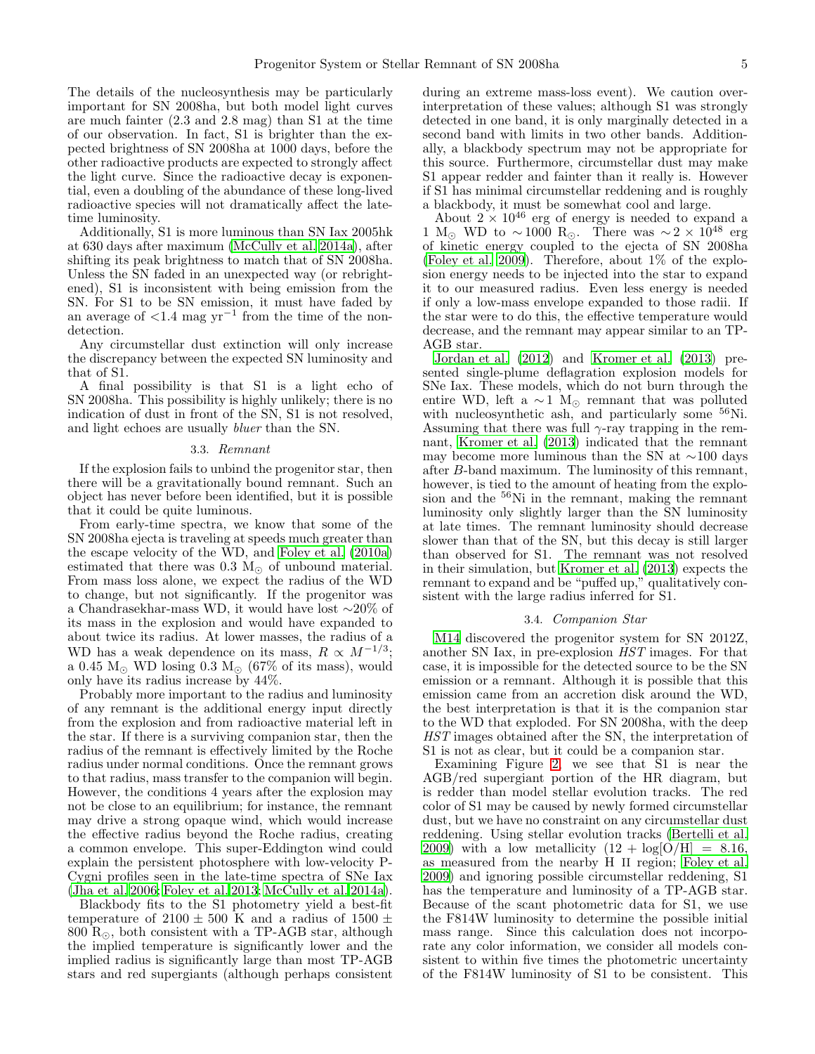The details of the nucleosynthesis may be particularly important for SN 2008ha, but both model light curves are much fainter (2.3 and 2.8 mag) than S1 at the time of our observation. In fact, S1 is brighter than the expected brightness of SN 2008ha at 1000 days, before the other radioactive products are expected to strongly affect the light curve. Since the radioactive decay is exponential, even a doubling of the abundance of these long-lived radioactive species will not dramatically affect the late-time luminosity.

Additionally, S1 is more luminous than SN Iax 2005hk at 630 days after maximum (McCully et al. 2014a), after shifting its peak brightness to match that of SN 2008ha. Unless the SN faded in an unexpected way (or rebrightened), S1 is inconsistent with being emission from the SN. For S1 to be SN emission, it must have faded by an average of $<1.4$ mag yr$^{-1}$ from the time of the non-detection.

Any circumstellar dust extinction will only increase the discrepancy between the expected SN luminosity and that of S1.

A final possibility is that S1 is a light echo of SN 2008ha. This possibility is highly unlikely; there is no indication of dust in front of the SN, S1 is not resolved, and light echoes are usually *bluer* than the SN.

### 3.3. *Remnant*

If the explosion fails to unbind the progenitor star, then there will be a gravitationally bound remnant. Such an object has never before been identified, but it is possible that it could be quite luminous.

From early-time spectra, we know that some of the SN 2008ha ejecta is traveling at speeds much greater than the escape velocity of the WD, and Foley et al. (2010a) estimated that there was 0.3 $M_\odot$ of unbound material. From mass loss alone, we expect the radius of the WD to change, but not significantly. If the progenitor was a Chandrasekhar-mass WD, it would have lost $\sim$20% of its mass in the explosion and would have expanded to about twice its radius. At lower masses, the radius of a WD has a weak dependence on its mass, $R \propto M^{-1/3}$; a 0.45 $M_\odot$ WD losing 0.3 $M_\odot$ (67% of its mass), would only have its radius increase by 44%.

Probably more important to the radius and luminosity of any remnant is the additional energy input directly from the explosion and from radioactive material left in the star. If there is a surviving companion star, then the radius of the remnant is effectively limited by the Roche radius under normal conditions. Once the remnant grows to that radius, mass transfer to the companion will begin. However, the conditions 4 years after the explosion may not be close to an equilibrium; for instance, the remnant may drive a strong opaque wind, which would increase the effective radius beyond the Roche radius, creating a common envelope. This super-Eddington wind could explain the persistent photosphere with low-velocity P-Cygni profiles seen in the late-time spectra of SNe Iax (Jha et al. 2006; Foley et al. 2013; McCully et al. 2014a).

Blackbody fits to the S1 photometry yield a best-fit temperature of $2100 \pm 500$ K and a radius of $1500 \pm 800$ $R_\odot$, both consistent with a TP-AGB star, although the implied temperature is significantly lower and the implied radius is significantly large than most TP-AGB stars and red supergiants (although perhaps consistent during an extreme mass-loss event). We caution over-interpretation of these values; although S1 was strongly detected in one band, it is only marginally detected in a second band with limits in two other bands. Additionally, a blackbody spectrum may not be appropriate for this source. Furthermore, circumstellar dust may make S1 appear redder and fainter than it really is. However if S1 has minimal circumstellar reddening and is roughly a blackbody, it must be somewhat cool and large.

About $2 \times 10^{46}$ erg of energy is needed to expand a 1 $M_\odot$ WD to $\sim$1000 $R_\odot$. There was $\sim 2 \times 10^{48}$ erg of kinetic energy coupled to the ejecta of SN 2008ha (Foley et al. 2009). Therefore, about 1% of the explosion energy needs to be injected into the star to expand it to our measured radius. Even less energy is needed if only a low-mass envelope expanded to those radii. If the star were to do this, the effective temperature would decrease, and the remnant may appear similar to an TP-AGB star.

Jordan et al. (2012) and Kromer et al. (2013) presented single-plume deflagration explosion models for SNe Iax. These models, which do not burn through the entire WD, left a $\sim$1 $M_\odot$ remnant that was polluted with nucleosynthetic ash, and particularly some $^{56}$Ni. Assuming that there was full $\gamma$-ray trapping in the remnant, Kromer et al. (2013) indicated that the remnant may become more luminous than the SN at $\sim$100 days after *B*-band maximum. The luminosity of this remnant, however, is tied to the amount of heating from the explosion and the $^{56}$Ni in the remnant, making the remnant luminosity only slightly larger than the SN luminosity at late times. The remnant luminosity should decrease slower than that of the SN, but this decay is still larger than observed for S1. The remnant was not resolved in their simulation, but Kromer et al. (2013) expects the remnant to expand and be "puffed up," qualitatively consistent with the large radius inferred for S1.

### 3.4. *Companion Star*

M14 discovered the progenitor system for SN 2012Z, another SN Iax, in pre-explosion *HST* images. For that case, it is impossible for the detected source to be the SN emission or a remnant. Although it is possible that this emission came from an accretion disk around the WD, the best interpretation is that it is the companion star to the WD that exploded. For SN 2008ha, with the deep *HST* images obtained after the SN, the interpretation of S1 is not as clear, but it could be a companion star.

Examining Figure 2, we see that S1 is near the AGB/red supergiant portion of the HR diagram, but is redder than model stellar evolution tracks. The red color of S1 may be caused by newly formed circumstellar dust, but we have no constraint on any circumstellar dust reddening. Using stellar evolution tracks (Bertelli et al. 2009) with a low metallicity (12 + log[O/H] = 8.16, as measured from the nearby H II region; Foley et al. 2009) and ignoring possible circumstellar reddening, S1 has the temperature and luminosity of a TP-AGB star. Because of the scant photometric data for S1, we use the F814W luminosity to determine the possible initial mass range. Since this calculation does not incorporate any color information, we consider all models consistent to within five times the photometric uncertainty of the F814W luminosity of S1 to be consistent. This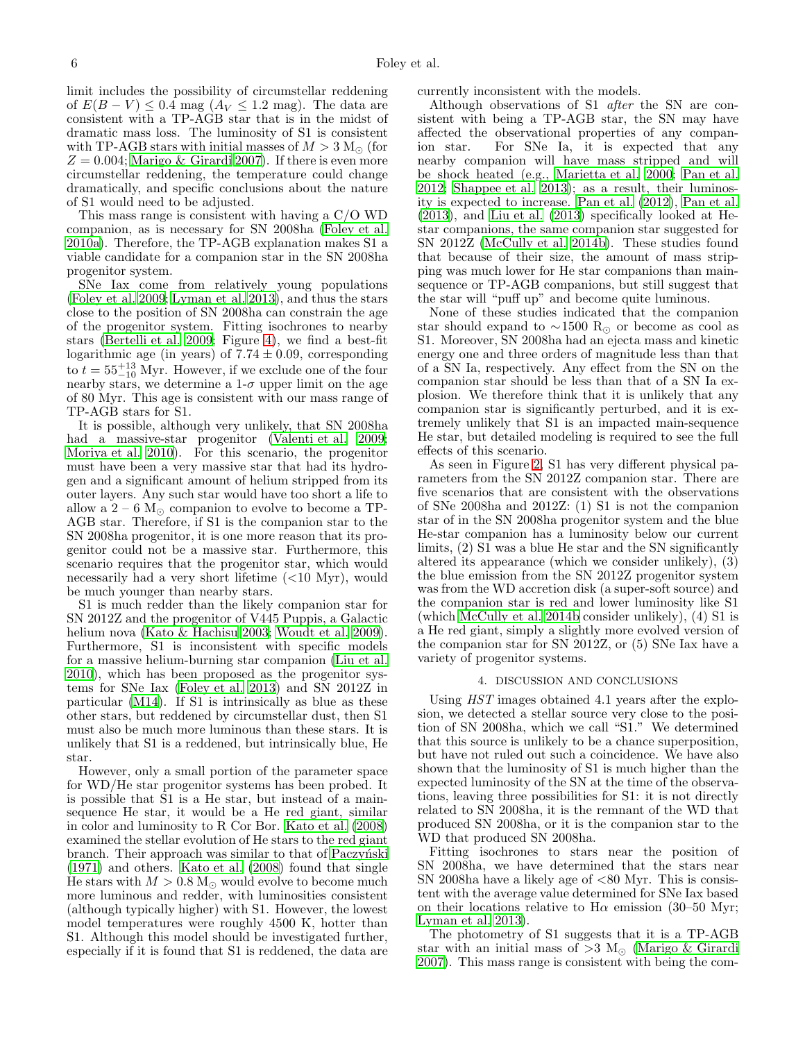limit includes the possibility of circumstellar reddening of $E(B-V) \leq 0.4$ mag ($A_V \leq 1.2$ mag). The data are consistent with a TP-AGB star that is in the midst of dramatic mass loss. The luminosity of S1 is consistent with TP-AGB stars with initial masses of $M > 3$ M$_\odot$ (for $Z = 0.004$; Marigo & Girardi 2007). If there is even more circumstellar reddening, the temperature could change dramatically, and specific conclusions about the nature of S1 would need to be adjusted.

This mass range is consistent with having a C/O WD companion, as is necessary for SN 2008ha (Foley et al. 2010a). Therefore, the TP-AGB explanation makes S1 a viable candidate for a companion star in the SN 2008ha progenitor system.

SNe Iax come from relatively young populations (Foley et al. 2009; Lyman et al. 2013), and thus the stars close to the position of SN 2008ha can constrain the age of the progenitor system. Fitting isochrones to nearby stars (Bertelli et al. 2009; Figure 4), we find a best-fit logarithmic age (in years) of $7.74 \pm 0.09$, corresponding to $t = 55^{+13}_{-10}$ Myr. However, if we exclude one of the four nearby stars, we determine a 1-$\sigma$ upper limit on the age of 80 Myr. This age is consistent with our mass range of TP-AGB stars for S1.

It is possible, although very unlikely, that SN 2008ha had a massive-star progenitor (Valenti et al. 2009; Moriya et al. 2010). For this scenario, the progenitor must have been a very massive star that had its hydrogen and a significant amount of helium stripped from its outer layers. Any such star would have too short a life to allow a 2 – 6 M$_\odot$ companion to evolve to become a TP-AGB star. Therefore, if S1 is the companion star to the SN 2008ha progenitor, it is one more reason that its progenitor could not be a massive star. Furthermore, this scenario requires that the progenitor star, which would necessarily had a very short lifetime (<10 Myr), would be much younger than nearby stars.

S1 is much redder than the likely companion star for SN 2012Z and the progenitor of V445 Puppis, a Galactic helium nova (Kato & Hachisu 2003; Woudt et al. 2009). Furthermore, S1 is inconsistent with specific models for a massive helium-burning star companion (Liu et al. 2010), which has been proposed as the progenitor systems for SNe Iax (Foley et al. 2013) and SN 2012Z in particular (M14). If S1 is intrinsically as blue as these other stars, but reddened by circumstellar dust, then S1 must also be much more luminous than these stars. It is unlikely that S1 is a reddened, but intrinsically blue, He star.

However, only a small portion of the parameter space for WD/He star progenitor systems has been probed. It is possible that S1 is a He star, but instead of a main-sequence He star, it would be a He red giant, similar in color and luminosity to R Cor Bor. Kato et al. (2008) examined the stellar evolution of He stars to the red giant branch. Their approach was similar to that of Paczyński (1971) and others. Kato et al. (2008) found that single He stars with $M > 0.8$ M$_\odot$ would evolve to become much more luminous and redder, with luminosities consistent (although typically higher) with S1. However, the lowest model temperatures were roughly 4500 K, hotter than S1. Although this model should be investigated further, especially if it is found that S1 is reddened, the data are currently inconsistent with the models.

Although observations of S1 *after* the SN are consistent with being a TP-AGB star, the SN may have affected the observational properties of any companion star. For SNe Ia, it is expected that any nearby companion will have mass stripped and will be shock heated (e.g., Marietta et al. 2000; Pan et al. 2012; Shappee et al. 2013); as a result, their luminosity is expected to increase. Pan et al. (2012), Pan et al. (2013), and Liu et al. (2013) specifically looked at He-star companions, the same companion star suggested for SN 2012Z (McCully et al. 2014b). These studies found that because of their size, the amount of mass stripping was much lower for He star companions than main-sequence or TP-AGB companions, but still suggest that the star will "puff up" and become quite luminous.

None of these studies indicated that the companion star should expand to $\sim$1500 R$_\odot$ or become as cool as S1. Moreover, SN 2008ha had an ejecta mass and kinetic energy one and three orders of magnitude less than that of a SN Ia, respectively. Any effect from the SN on the companion star should be less than that of a SN Ia explosion. We therefore think that it is unlikely that any companion star is significantly perturbed, and it is extremely unlikely that S1 is an impacted main-sequence He star, but detailed modeling is required to see the full effects of this scenario.

As seen in Figure 2, S1 has very different physical parameters from the SN 2012Z companion star. There are five scenarios that are consistent with the observations of SNe 2008ha and 2012Z: (1) S1 is not the companion star of in the SN 2008ha progenitor system and the blue He-star companion has a luminosity below our current limits, (2) S1 was a blue He star and the SN significantly altered its appearance (which we consider unlikely), (3) the blue emission from the SN 2012Z progenitor system was from the WD accretion disk (a super-soft source) and the companion star is red and lower luminosity like S1 (which McCully et al. 2014b consider unlikely), (4) S1 is a He red giant, simply a slightly more evolved version of the companion star for SN 2012Z, or (5) SNe Iax have a variety of progenitor systems.

## 4. DISCUSSION AND CONCLUSIONS

Using *HST* images obtained 4.1 years after the explosion, we detected a stellar source very close to the position of SN 2008ha, which we call "S1." We determined that this source is unlikely to be a chance superposition, but have not ruled out such a coincidence. We have also shown that the luminosity of S1 is much higher than the expected luminosity of the SN at the time of the observations, leaving three possibilities for S1: it is not directly related to SN 2008ha, it is the remnant of the WD that produced SN 2008ha, or it is the companion star to the WD that produced SN 2008ha.

Fitting isochrones to stars near the position of SN 2008ha, we have determined that the stars near SN 2008ha have a likely age of <80 Myr. This is consistent with the average value determined for SNe Iax based on their locations relative to H$\alpha$ emission (30–50 Myr; Lyman et al. 2013).

The photometry of S1 suggests that it is a TP-AGB star with an initial mass of >3 M$_\odot$ (Marigo & Girardi 2007). This mass range is consistent with being the com-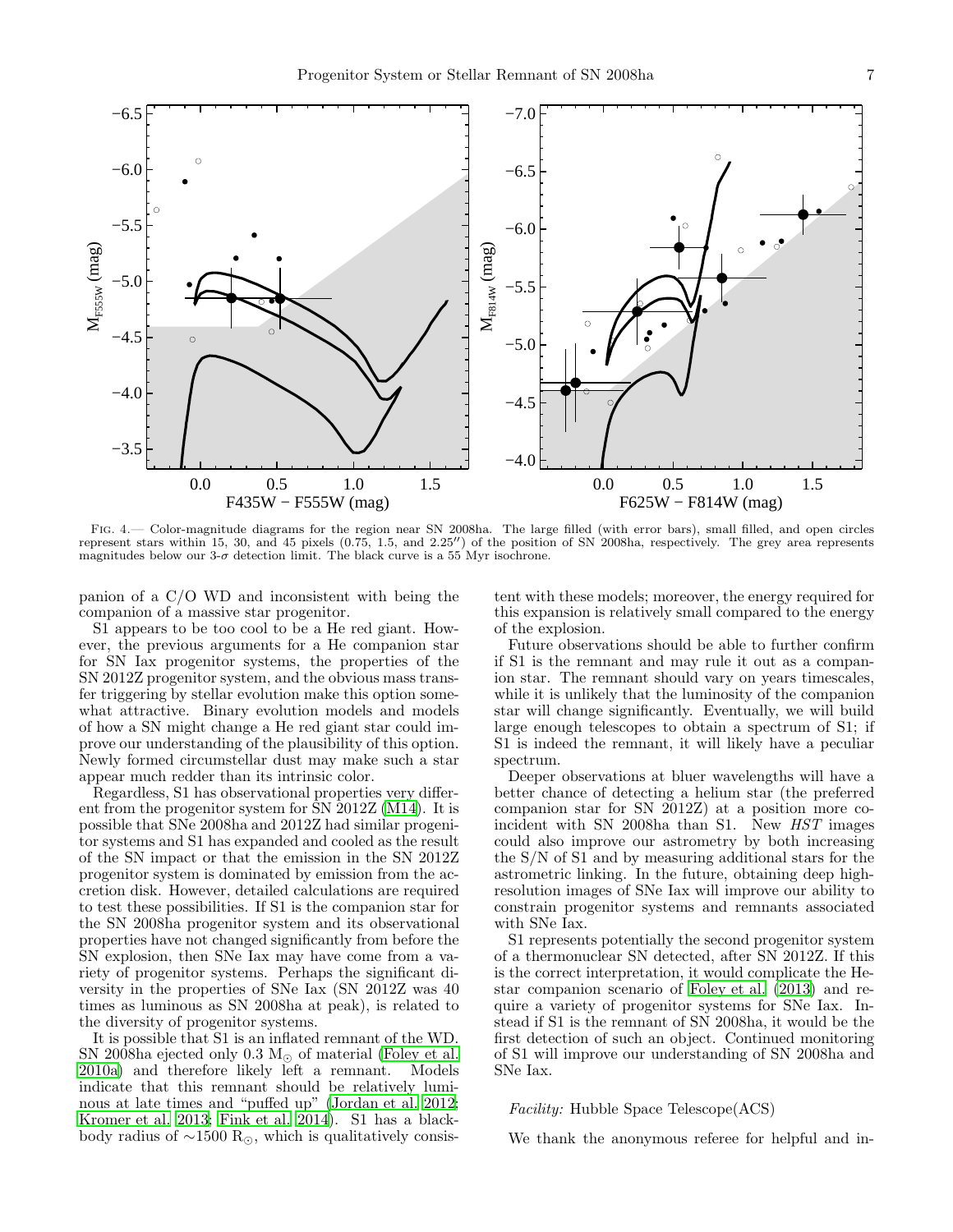FIG. 4.— Color-magnitude diagrams for the region near SN 2008ha. The large filled (with error bars), small filled, and open circles represent stars within 15, 30, and 45 pixels (0.75, 1.5, and 2.25″) of the position of SN 2008ha, respectively. The grey area represents magnitudes below our 3-$\sigma$ detection limit. The black curve is a 55 Myr isochrone.

panion of a C/O WD and inconsistent with being the companion of a massive star progenitor.

S1 appears to be too cool to be a He red giant. However, the previous arguments for a He companion star for SN Iax progenitor systems, the properties of the SN 2012Z progenitor system, and the obvious mass transfer triggering by stellar evolution make this option somewhat attractive. Binary evolution models and models of how a SN might change a He red giant star could improve our understanding of the plausibility of this option. Newly formed circumstellar dust may make such a star appear much redder than its intrinsic color.

Regardless, S1 has observational properties very different from the progenitor system for SN 2012Z (M14). It is possible that SNe 2008ha and 2012Z had similar progenitor systems and S1 has expanded and cooled as the result of the SN impact or that the emission in the SN 2012Z progenitor system is dominated by emission from the accretion disk. However, detailed calculations are required to test these possibilities. If S1 is the companion star for the SN 2008ha progenitor system and its observational properties have not changed significantly from before the SN explosion, then SNe Iax may have come from a variety of progenitor systems. Perhaps the significant diversity in the properties of SNe Iax (SN 2012Z was 40 times as luminous as SN 2008ha at peak), is related to the diversity of progenitor systems.

It is possible that S1 is an inflated remnant of the WD. SN 2008ha ejected only 0.3 $M_{\odot}$ of material (Foley et al. 2010a) and therefore likely left a remnant. Models indicate that this remnant should be relatively luminous at late times and "puffed up" (Jordan et al. 2012; Kromer et al. 2013; Fink et al. 2014). S1 has a blackbody radius of $\sim$1500 $R_{\odot}$, which is qualitatively consistent with these models; moreover, the energy required for this expansion is relatively small compared to the energy of the explosion.

Future observations should be able to further confirm if S1 is the remnant and may rule it out as a companion star. The remnant should vary on years timescales, while it is unlikely that the luminosity of the companion star will change significantly. Eventually, we will build large enough telescopes to obtain a spectrum of S1; if S1 is indeed the remnant, it will likely have a peculiar spectrum.

Deeper observations at bluer wavelengths will have a better chance of detecting a helium star (the preferred companion star for SN 2012Z) at a position more coincident with SN 2008ha than S1. New *HST* images could also improve our astrometry by both increasing the S/N of S1 and by measuring additional stars for the astrometric linking. In the future, obtaining deep high-resolution images of SNe Iax will improve our ability to constrain progenitor systems and remnants associated with SNe Iax.

S1 represents potentially the second progenitor system of a thermonuclear SN detected, after SN 2012Z. If this is the correct interpretation, it would complicate the He-star companion scenario of Foley et al. (2013) and require a variety of progenitor systems for SNe Iax. Instead if S1 is the remnant of SN 2008ha, it would be the first detection of such an object. Continued monitoring of S1 will improve our understanding of SN 2008ha and SNe Iax.

*Facility:* Hubble Space Telescope(ACS)

We thank the anonymous referee for helpful and in-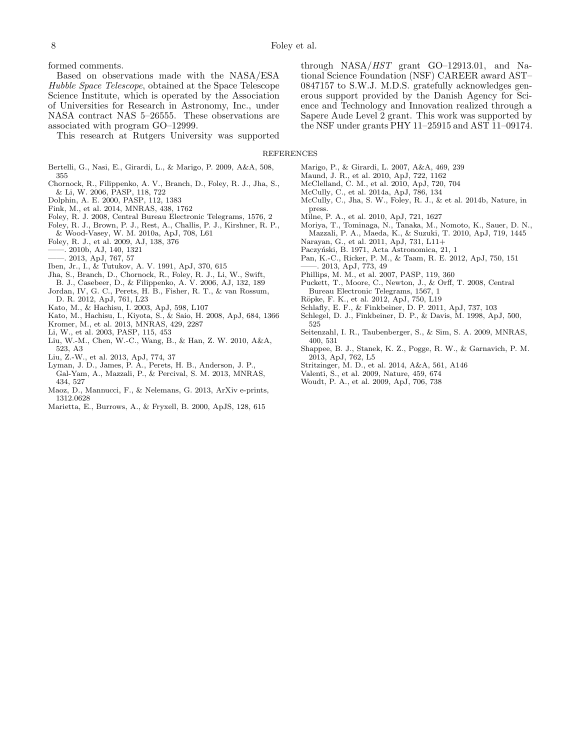formed comments.

Based on observations made with the NASA/ESA *Hubble Space Telescope*, obtained at the Space Telescope Science Institute, which is operated by the Association of Universities for Research in Astronomy, Inc., under NASA contract NAS 5–26555. These observations are associated with program GO–12999.

This research at Rutgers University was supported through NASA/*HST* grant GO–12913.01, and National Science Foundation (NSF) CAREER award AST–0847157 to S.W.J. M.D.S. gratefully acknowledges generous support provided by the Danish Agency for Science and Technology and Innovation realized through a Sapere Aude Level 2 grant. This work was supported by the NSF under grants PHY 11–25915 and AST 11–09174.

## REFERENCES

Bertelli, G., Nasi, E., Girardi, L., & Marigo, P. 2009, A&A, 508, 355

Chornock, R., Filippenko, A. V., Branch, D., Foley, R. J., Jha, S., & Li, W. 2006, PASP, 118, 722

Dolphin, A. E. 2000, PASP, 112, 1383

Fink, M., et al. 2014, MNRAS, 438, 1762

Foley, R. J. 2008, Central Bureau Electronic Telegrams, 1576, 2

Foley, R. J., Brown, P. J., Rest, A., Challis, P. J., Kirshner, R. P., & Wood-Vasey, W. M. 2010a, ApJ, 708, L61

Foley, R. J., et al. 2009, AJ, 138, 376

——. 2010b, AJ, 140, 1321

——. 2013, ApJ, 767, 57

Iben, Jr., I., & Tutukov, A. V. 1991, ApJ, 370, 615

Jha, S., Branch, D., Chornock, R., Foley, R. J., Li, W., Swift, B. J., Casebeer, D., & Filippenko, A. V. 2006, AJ, 132, 189

Jordan, IV, G. C., Perets, H. B., Fisher, R. T., & van Rossum, D. R. 2012, ApJ, 761, L23

Kato, M., & Hachisu, I. 2003, ApJ, 598, L107

Kato, M., Hachisu, I., Kiyota, S., & Saio, H. 2008, ApJ, 684, 1366

Kromer, M., et al. 2013, MNRAS, 429, 2287

Li, W., et al. 2003, PASP, 115, 453

Liu, W.-M., Chen, W.-C., Wang, B., & Han, Z. W. 2010, A&A, 523, A3

Liu, Z.-W., et al. 2013, ApJ, 774, 37

Lyman, J. D., James, P. A., Perets, H. B., Anderson, J. P., Gal-Yam, A., Mazzali, P., & Percival, S. M. 2013, MNRAS, 434, 527

Maoz, D., Mannucci, F., & Nelemans, G. 2013, ArXiv e-prints, 1312.0628

Marietta, E., Burrows, A., & Fryxell, B. 2000, ApJS, 128, 615

Marigo, P., & Girardi, L. 2007, A&A, 469, 239

Maund, J. R., et al. 2010, ApJ, 722, 1162

McClelland, C. M., et al. 2010, ApJ, 720, 704

McCully, C., et al. 2014a, ApJ, 786, 134

McCully, C., Jha, S. W., Foley, R. J., & et al. 2014b, Nature, in press.

Milne, P. A., et al. 2010, ApJ, 721, 1627

Moriya, T., Tominaga, N., Tanaka, M., Nomoto, K., Sauer, D. N., Mazzali, P. A., Maeda, K., & Suzuki, T. 2010, ApJ, 719, 1445

Narayan, G., et al. 2011, ApJ, 731, L11+

Paczyński, B. 1971, Acta Astronomica, 21, 1

Pan, K.-C., Ricker, P. M., & Taam, R. E. 2012, ApJ, 750, 151

——. 2013, ApJ, 773, 49

Phillips, M. M., et al. 2007, PASP, 119, 360

Puckett, T., Moore, C., Newton, J., & Orff, T. 2008, Central Bureau Electronic Telegrams, 1567, 1

Röpke, F. K., et al. 2012, ApJ, 750, L19

Schlafly, E. F., & Finkbeiner, D. P. 2011, ApJ, 737, 103

Schlegel, D. J., Finkbeiner, D. P., & Davis, M. 1998, ApJ, 500, 525

Seitenzahl, I. R., Taubenberger, S., & Sim, S. A. 2009, MNRAS, 400, 531

Shappee, B. J., Stanek, K. Z., Pogge, R. W., & Garnavich, P. M. 2013, ApJ, 762, L5

Stritzinger, M. D., et al. 2014, A&A, 561, A146

Valenti, S., et al. 2009, Nature, 459, 674

Woudt, P. A., et al. 2009, ApJ, 706, 738